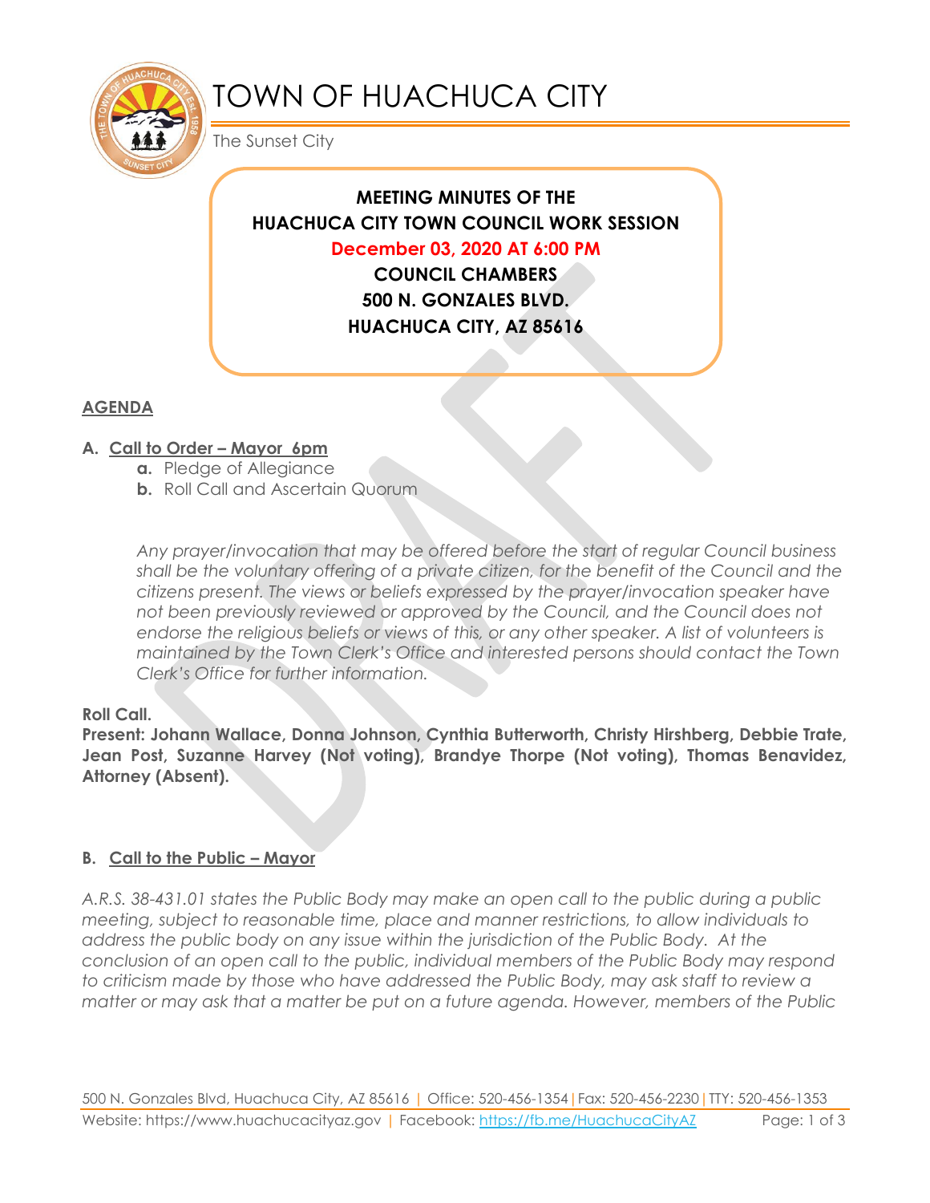# TOWN OF HUACHUCA CITY

The Sunset City

**MEETING MINUTES OF THE**
**HUACHUCA CITY TOWN COUNCIL WORK SESSION**
**December 03, 2020 AT 6:00 PM**
**COUNCIL CHAMBERS**
**500 N. GONZALES BLVD.**
**HUACHUCA CITY, AZ 85616**

## AGENDA

**A. Call to Order – Mayor 6pm**

- **a.** Pledge of Allegiance
- **b.** Roll Call and Ascertain Quorum

*Any prayer/invocation that may be offered before the start of regular Council business shall be the voluntary offering of a private citizen, for the benefit of the Council and the citizens present. The views or beliefs expressed by the prayer/invocation speaker have not been previously reviewed or approved by the Council, and the Council does not endorse the religious beliefs or views of this, or any other speaker. A list of volunteers is maintained by the Town Clerk's Office and interested persons should contact the Town Clerk's Office for further information.*

**Roll Call.**

**Present: Johann Wallace, Donna Johnson, Cynthia Butterworth, Christy Hirshberg, Debbie Trate, Jean Post, Suzanne Harvey (Not voting), Brandye Thorpe (Not voting), Thomas Benavidez, Attorney (Absent).**

**B. Call to the Public – Mayor**

*A.R.S. 38-431.01 states the Public Body may make an open call to the public during a public meeting, subject to reasonable time, place and manner restrictions, to allow individuals to address the public body on any issue within the jurisdiction of the Public Body. At the conclusion of an open call to the public, individual members of the Public Body may respond to criticism made by those who have addressed the Public Body, may ask staff to review a matter or may ask that a matter be put on a future agenda. However, members of the Public*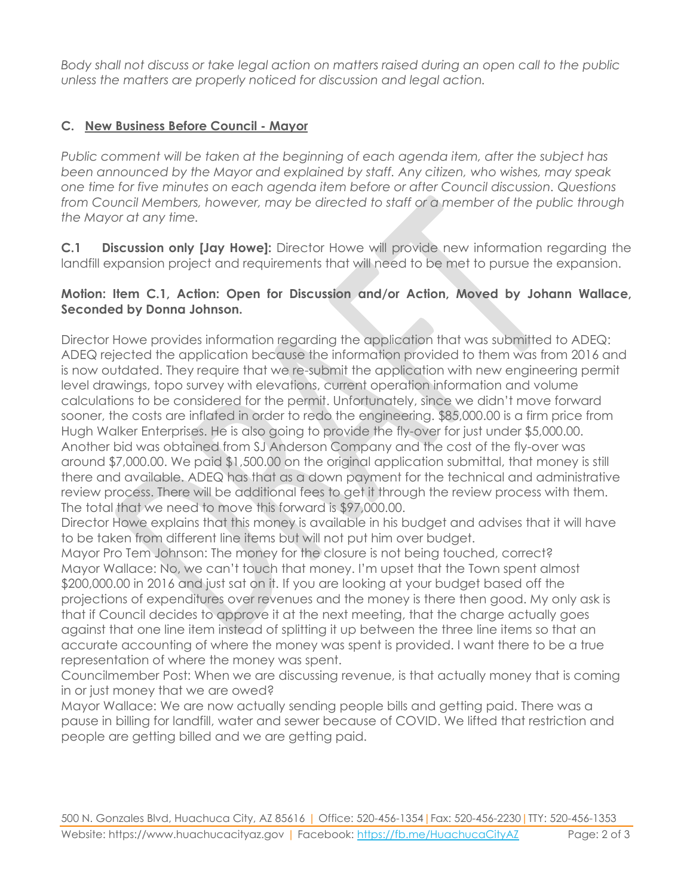*Body shall not discuss or take legal action on matters raised during an open call to the public unless the matters are properly noticed for discussion and legal action.*

### C. <u>New Business Before Council - Mayor</u>

*Public comment will be taken at the beginning of each agenda item, after the subject has been announced by the Mayor and explained by staff. Any citizen, who wishes, may speak one time for five minutes on each agenda item before or after Council discussion. Questions from Council Members, however, may be directed to staff or a member of the public through the Mayor at any time.*

**C.1 Discussion only [Jay Howe]:** Director Howe will provide new information regarding the landfill expansion project and requirements that will need to be met to pursue the expansion.

**Motion: Item C.1, Action: Open for Discussion and/or Action, Moved by Johann Wallace, Seconded by Donna Johnson.**

Director Howe provides information regarding the application that was submitted to ADEQ: ADEQ rejected the application because the information provided to them was from 2016 and is now outdated. They require that we re-submit the application with new engineering permit level drawings, topo survey with elevations, current operation information and volume calculations to be considered for the permit. Unfortunately, since we didn't move forward sooner, the costs are inflated in order to redo the engineering. $85,000.00 is a firm price from Hugh Walker Enterprises. He is also going to provide the fly-over for just under $5,000.00. Another bid was obtained from SJ Anderson Company and the cost of the fly-over was around $7,000.00. We paid $1,500.00 on the original application submittal, that money is still there and available. ADEQ has that as a down payment for the technical and administrative review process. There will be additional fees to get it through the review process with them. The total that we need to move this forward is $97,000.00.
Director Howe explains that this money is available in his budget and advises that it will have to be taken from different line items but will not put him over budget.
Mayor Pro Tem Johnson: The money for the closure is not being touched, correct?
Mayor Wallace: No, we can't touch that money. I'm upset that the Town spent almost $200,000.00 in 2016 and just sat on it. If you are looking at your budget based off the projections of expenditures over revenues and the money is there then good. My only ask is that if Council decides to approve it at the next meeting, that the charge actually goes against that one line item instead of splitting it up between the three line items so that an accurate accounting of where the money was spent is provided. I want there to be a true representation of where the money was spent.
Councilmember Post: When we are discussing revenue, is that actually money that is coming in or just money that we are owed?
Mayor Wallace: We are now actually sending people bills and getting paid. There was a pause in billing for landfill, water and sewer because of COVID. We lifted that restriction and people are getting billed and we are getting paid.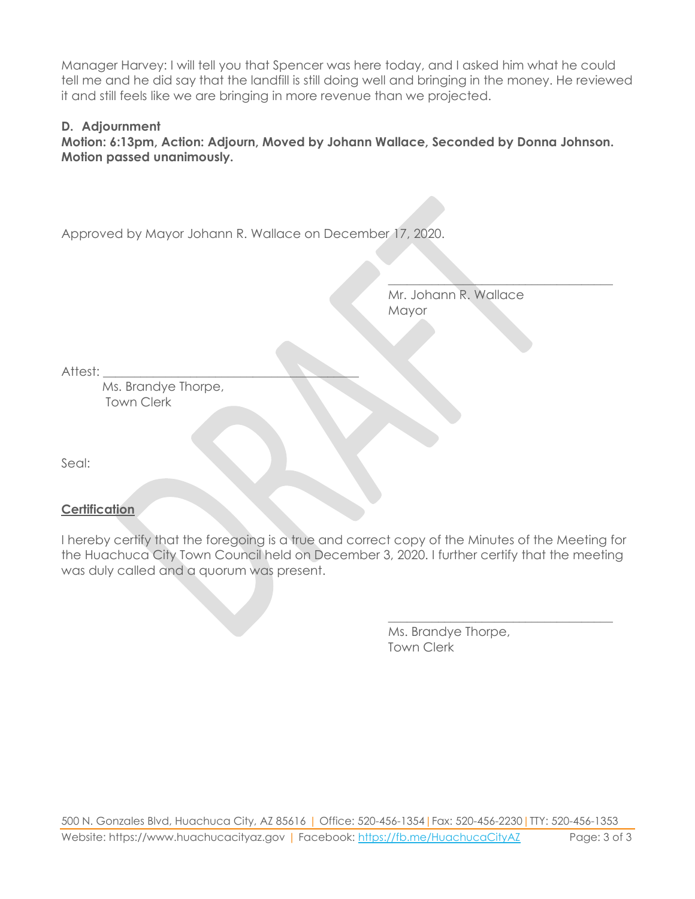Manager Harvey: I will tell you that Spencer was here today, and I asked him what he could tell me and he did say that the landfill is still doing well and bringing in the money. He reviewed it and still feels like we are bringing in more revenue than we projected.

**D. Adjournment**

**Motion: 6:13pm, Action: Adjourn, Moved by Johann Wallace, Seconded by Donna Johnson. Motion passed unanimously.**

Approved by Mayor Johann R. Wallace on December 17, 2020.

___________________________________
Mr. Johann R. Wallace
Mayor

Attest: ______________________________________
Ms. Brandye Thorpe,
Town Clerk

Seal:

**Certification**

I hereby certify that the foregoing is a true and correct copy of the Minutes of the Meeting for the Huachuca City Town Council held on December 3, 2020. I further certify that the meeting was duly called and a quorum was present.

___________________________________
Ms. Brandye Thorpe,
Town Clerk